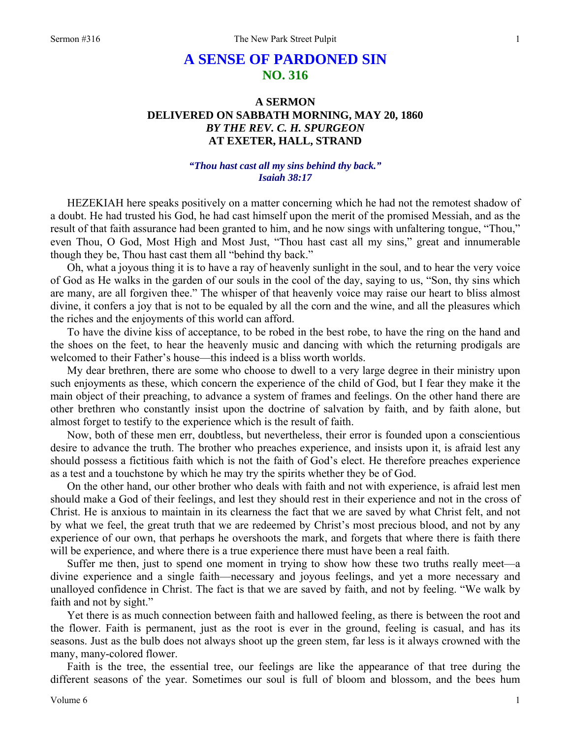# A SENSE OF PARDONED SIN
## NO. 316

### A SERMON
### DELIVERED ON SABBATH MORNING, MAY 20, 1860
### *BY THE REV. C. H. SPURGEON*
### AT EXETER, HALL, STRAND

***"Thou hast cast all my sins behind thy back." Isaiah 38:17***

HEZEKIAH here speaks positively on a matter concerning which he had not the remotest shadow of a doubt. He had trusted his God, he had cast himself upon the merit of the promised Messiah, and as the result of that faith assurance had been granted to him, and he now sings with unfaltering tongue, "Thou," even Thou, O God, Most High and Most Just, "Thou hast cast all my sins," great and innumerable though they be, Thou hast cast them all "behind thy back."

Oh, what a joyous thing it is to have a ray of heavenly sunlight in the soul, and to hear the very voice of God as He walks in the garden of our souls in the cool of the day, saying to us, "Son, thy sins which are many, are all forgiven thee." The whisper of that heavenly voice may raise our heart to bliss almost divine, it confers a joy that is not to be equaled by all the corn and the wine, and all the pleasures which the riches and the enjoyments of this world can afford.

To have the divine kiss of acceptance, to be robed in the best robe, to have the ring on the hand and the shoes on the feet, to hear the heavenly music and dancing with which the returning prodigals are welcomed to their Father's house—this indeed is a bliss worth worlds.

My dear brethren, there are some who choose to dwell to a very large degree in their ministry upon such enjoyments as these, which concern the experience of the child of God, but I fear they make it the main object of their preaching, to advance a system of frames and feelings. On the other hand there are other brethren who constantly insist upon the doctrine of salvation by faith, and by faith alone, but almost forget to testify to the experience which is the result of faith.

Now, both of these men err, doubtless, but nevertheless, their error is founded upon a conscientious desire to advance the truth. The brother who preaches experience, and insists upon it, is afraid lest any should possess a fictitious faith which is not the faith of God's elect. He therefore preaches experience as a test and a touchstone by which he may try the spirits whether they be of God.

On the other hand, our other brother who deals with faith and not with experience, is afraid lest men should make a God of their feelings, and lest they should rest in their experience and not in the cross of Christ. He is anxious to maintain in its clearness the fact that we are saved by what Christ felt, and not by what we feel, the great truth that we are redeemed by Christ's most precious blood, and not by any experience of our own, that perhaps he overshoots the mark, and forgets that where there is faith there will be experience, and where there is a true experience there must have been a real faith.

Suffer me then, just to spend one moment in trying to show how these two truths really meet—a divine experience and a single faith—necessary and joyous feelings, and yet a more necessary and unalloyed confidence in Christ. The fact is that we are saved by faith, and not by feeling. "We walk by faith and not by sight."

Yet there is as much connection between faith and hallowed feeling, as there is between the root and the flower. Faith is permanent, just as the root is ever in the ground, feeling is casual, and has its seasons. Just as the bulb does not always shoot up the green stem, far less is it always crowned with the many, many-colored flower.

Faith is the tree, the essential tree, our feelings are like the appearance of that tree during the different seasons of the year. Sometimes our soul is full of bloom and blossom, and the bees hum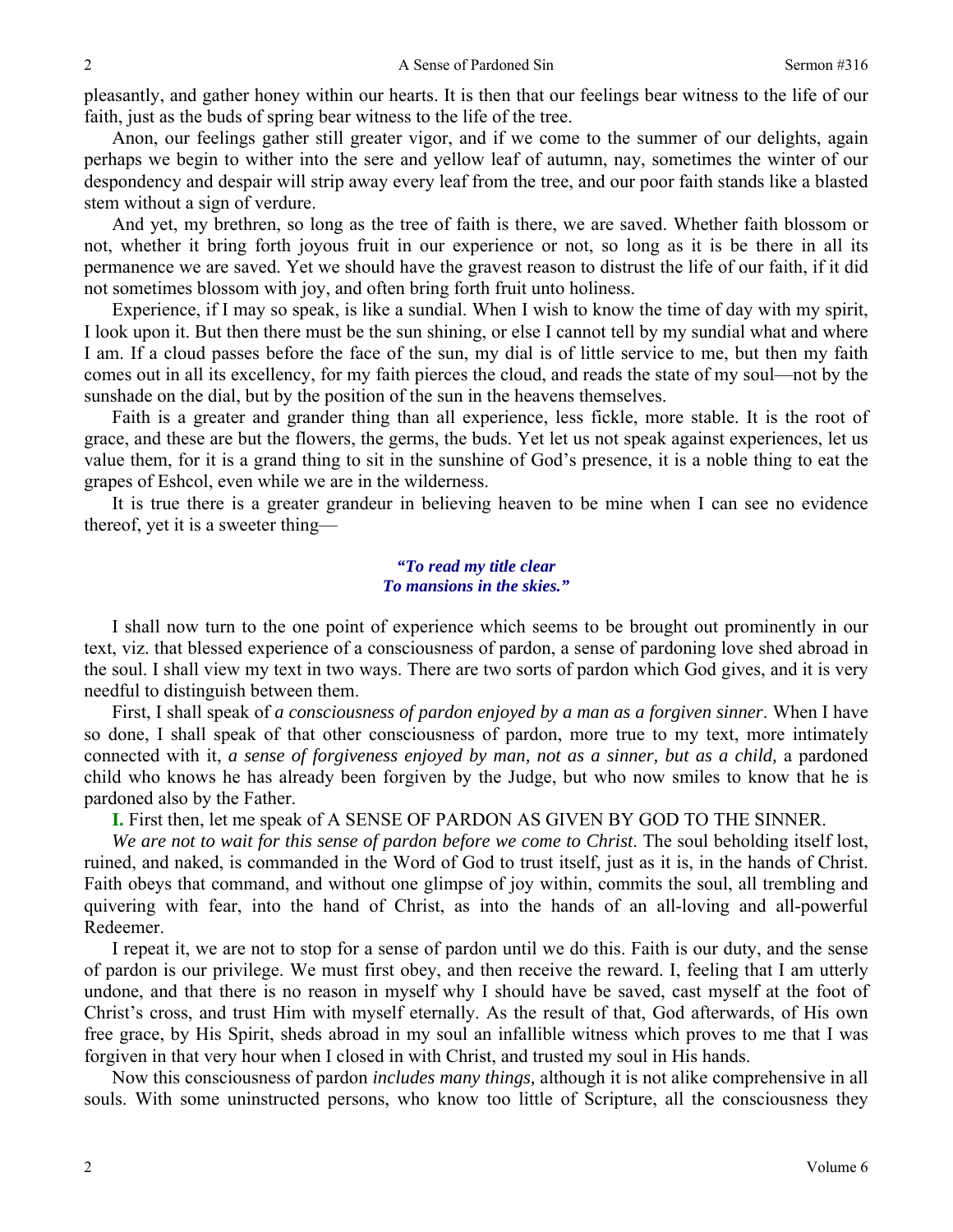pleasantly, and gather honey within our hearts. It is then that our feelings bear witness to the life of our faith, just as the buds of spring bear witness to the life of the tree.

Anon, our feelings gather still greater vigor, and if we come to the summer of our delights, again perhaps we begin to wither into the sere and yellow leaf of autumn, nay, sometimes the winter of our despondency and despair will strip away every leaf from the tree, and our poor faith stands like a blasted stem without a sign of verdure.

And yet, my brethren, so long as the tree of faith is there, we are saved. Whether faith blossom or not, whether it bring forth joyous fruit in our experience or not, so long as it is be there in all its permanence we are saved. Yet we should have the gravest reason to distrust the life of our faith, if it did not sometimes blossom with joy, and often bring forth fruit unto holiness.

Experience, if I may so speak, is like a sundial. When I wish to know the time of day with my spirit, I look upon it. But then there must be the sun shining, or else I cannot tell by my sundial what and where I am. If a cloud passes before the face of the sun, my dial is of little service to me, but then my faith comes out in all its excellency, for my faith pierces the cloud, and reads the state of my soul—not by the sunshade on the dial, but by the position of the sun in the heavens themselves.

Faith is a greater and grander thing than all experience, less fickle, more stable. It is the root of grace, and these are but the flowers, the germs, the buds. Yet let us not speak against experiences, let us value them, for it is a grand thing to sit in the sunshine of God's presence, it is a noble thing to eat the grapes of Eshcol, even while we are in the wilderness.

It is true there is a greater grandeur in believing heaven to be mine when I can see no evidence thereof, yet it is a sweeter thing—

*"To read my title clear*
*To mansions in the skies."*

I shall now turn to the one point of experience which seems to be brought out prominently in our text, viz. that blessed experience of a consciousness of pardon, a sense of pardoning love shed abroad in the soul. I shall view my text in two ways. There are two sorts of pardon which God gives, and it is very needful to distinguish between them.

First, I shall speak of *a consciousness of pardon enjoyed by a man as a forgiven sinner*. When I have so done, I shall speak of that other consciousness of pardon, more true to my text, more intimately connected with it, *a sense of forgiveness enjoyed by man, not as a sinner, but as a child,* a pardoned child who knows he has already been forgiven by the Judge, but who now smiles to know that he is pardoned also by the Father.

**I.** First then, let me speak of A SENSE OF PARDON AS GIVEN BY GOD TO THE SINNER.

*We are not to wait for this sense of pardon before we come to Christ*. The soul beholding itself lost, ruined, and naked, is commanded in the Word of God to trust itself, just as it is, in the hands of Christ. Faith obeys that command, and without one glimpse of joy within, commits the soul, all trembling and quivering with fear, into the hand of Christ, as into the hands of an all-loving and all-powerful Redeemer.

I repeat it, we are not to stop for a sense of pardon until we do this. Faith is our duty, and the sense of pardon is our privilege. We must first obey, and then receive the reward. I, feeling that I am utterly undone, and that there is no reason in myself why I should have be saved, cast myself at the foot of Christ's cross, and trust Him with myself eternally. As the result of that, God afterwards, of His own free grace, by His Spirit, sheds abroad in my soul an infallible witness which proves to me that I was forgiven in that very hour when I closed in with Christ, and trusted my soul in His hands.

Now this consciousness of pardon *includes many things,* although it is not alike comprehensive in all souls. With some uninstructed persons, who know too little of Scripture, all the consciousness they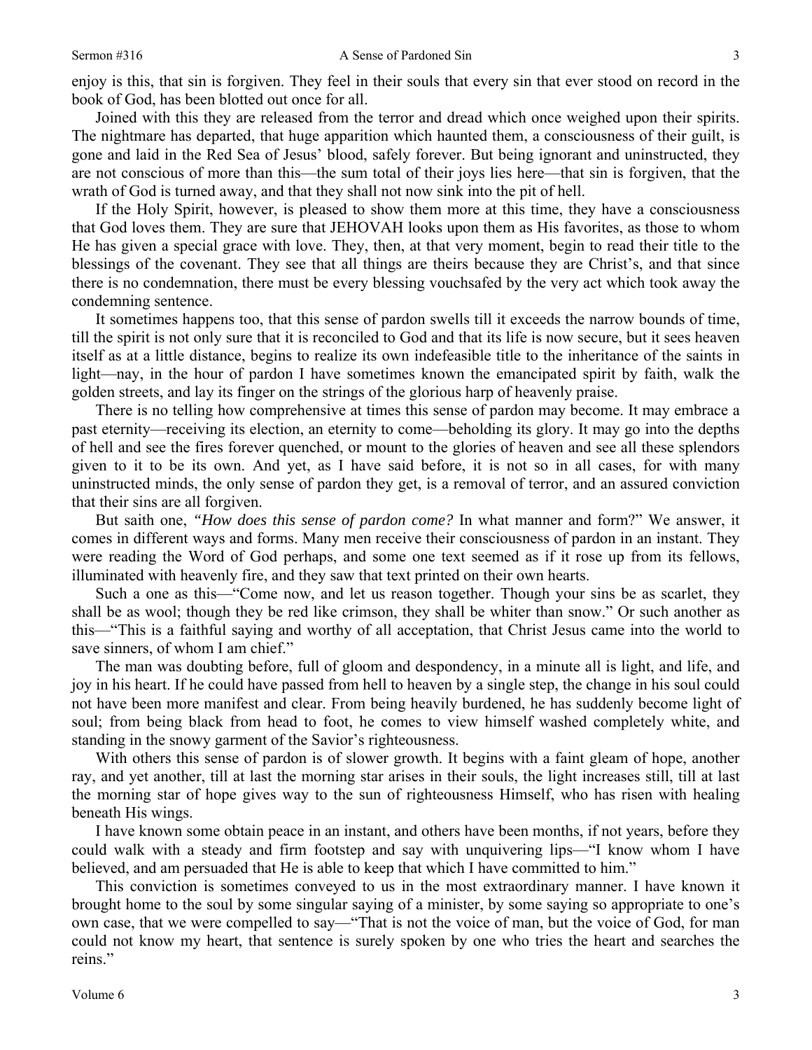enjoy is this, that sin is forgiven. They feel in their souls that every sin that ever stood on record in the book of God, has been blotted out once for all.

Joined with this they are released from the terror and dread which once weighed upon their spirits. The nightmare has departed, that huge apparition which haunted them, a consciousness of their guilt, is gone and laid in the Red Sea of Jesus' blood, safely forever. But being ignorant and uninstructed, they are not conscious of more than this—the sum total of their joys lies here—that sin is forgiven, that the wrath of God is turned away, and that they shall not now sink into the pit of hell.

If the Holy Spirit, however, is pleased to show them more at this time, they have a consciousness that God loves them. They are sure that JEHOVAH looks upon them as His favorites, as those to whom He has given a special grace with love. They, then, at that very moment, begin to read their title to the blessings of the covenant. They see that all things are theirs because they are Christ's, and that since there is no condemnation, there must be every blessing vouchsafed by the very act which took away the condemning sentence.

It sometimes happens too, that this sense of pardon swells till it exceeds the narrow bounds of time, till the spirit is not only sure that it is reconciled to God and that its life is now secure, but it sees heaven itself as at a little distance, begins to realize its own indefeasible title to the inheritance of the saints in light—nay, in the hour of pardon I have sometimes known the emancipated spirit by faith, walk the golden streets, and lay its finger on the strings of the glorious harp of heavenly praise.

There is no telling how comprehensive at times this sense of pardon may become. It may embrace a past eternity—receiving its election, an eternity to come—beholding its glory. It may go into the depths of hell and see the fires forever quenched, or mount to the glories of heaven and see all these splendors given to it to be its own. And yet, as I have said before, it is not so in all cases, for with many uninstructed minds, the only sense of pardon they get, is a removal of terror, and an assured conviction that their sins are all forgiven.

But saith one, *"How does this sense of pardon come?* In what manner and form?" We answer, it comes in different ways and forms. Many men receive their consciousness of pardon in an instant. They were reading the Word of God perhaps, and some one text seemed as if it rose up from its fellows, illuminated with heavenly fire, and they saw that text printed on their own hearts.

Such a one as this—"Come now, and let us reason together. Though your sins be as scarlet, they shall be as wool; though they be red like crimson, they shall be whiter than snow." Or such another as this—"This is a faithful saying and worthy of all acceptation, that Christ Jesus came into the world to save sinners, of whom I am chief."

The man was doubting before, full of gloom and despondency, in a minute all is light, and life, and joy in his heart. If he could have passed from hell to heaven by a single step, the change in his soul could not have been more manifest and clear. From being heavily burdened, he has suddenly become light of soul; from being black from head to foot, he comes to view himself washed completely white, and standing in the snowy garment of the Savior's righteousness.

With others this sense of pardon is of slower growth. It begins with a faint gleam of hope, another ray, and yet another, till at last the morning star arises in their souls, the light increases still, till at last the morning star of hope gives way to the sun of righteousness Himself, who has risen with healing beneath His wings.

I have known some obtain peace in an instant, and others have been months, if not years, before they could walk with a steady and firm footstep and say with unquivering lips—"I know whom I have believed, and am persuaded that He is able to keep that which I have committed to him."

This conviction is sometimes conveyed to us in the most extraordinary manner. I have known it brought home to the soul by some singular saying of a minister, by some saying so appropriate to one's own case, that we were compelled to say—"That is not the voice of man, but the voice of God, for man could not know my heart, that sentence is surely spoken by one who tries the heart and searches the reins."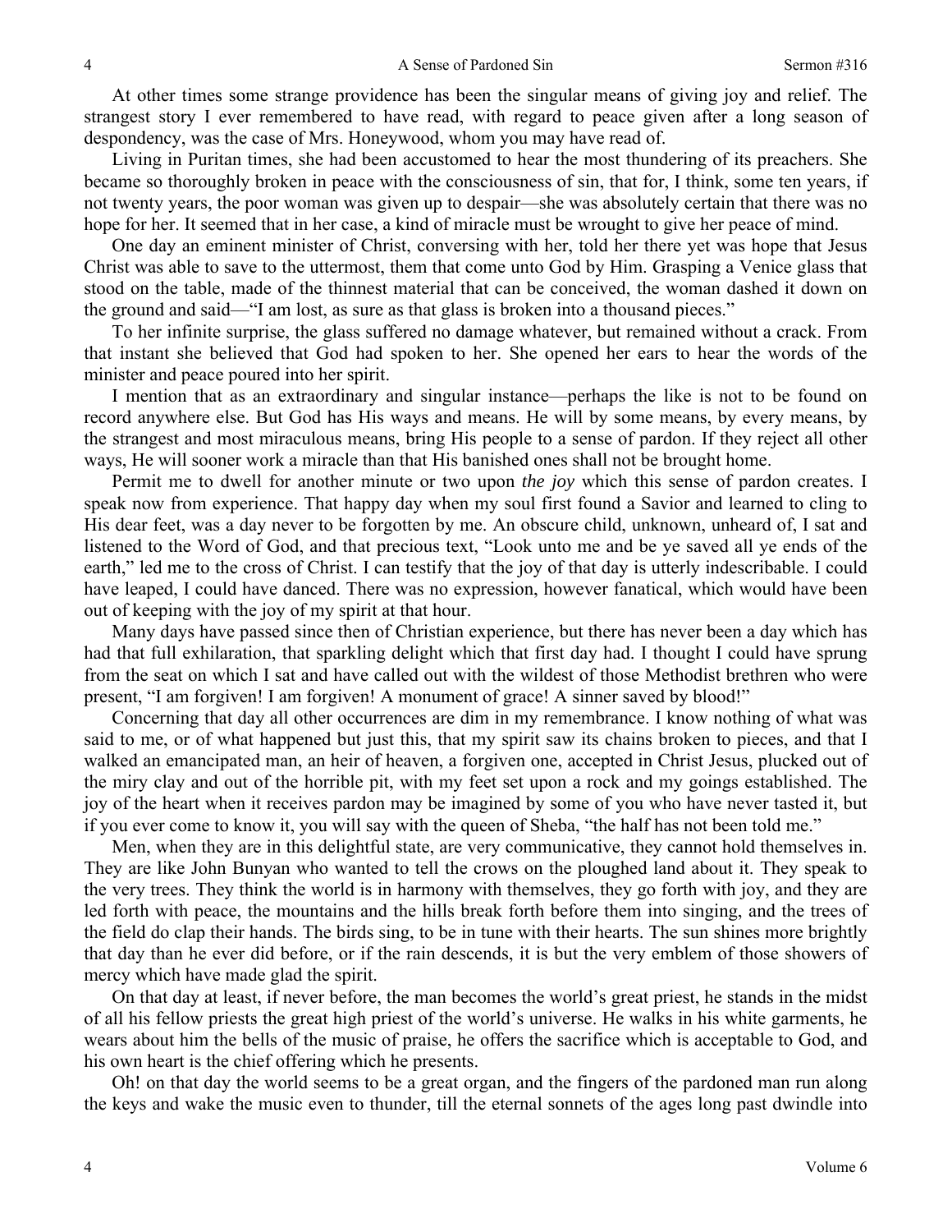At other times some strange providence has been the singular means of giving joy and relief. The strangest story I ever remembered to have read, with regard to peace given after a long season of despondency, was the case of Mrs. Honeywood, whom you may have read of.

Living in Puritan times, she had been accustomed to hear the most thundering of its preachers. She became so thoroughly broken in peace with the consciousness of sin, that for, I think, some ten years, if not twenty years, the poor woman was given up to despair—she was absolutely certain that there was no hope for her. It seemed that in her case, a kind of miracle must be wrought to give her peace of mind.

One day an eminent minister of Christ, conversing with her, told her there yet was hope that Jesus Christ was able to save to the uttermost, them that come unto God by Him. Grasping a Venice glass that stood on the table, made of the thinnest material that can be conceived, the woman dashed it down on the ground and said—"I am lost, as sure as that glass is broken into a thousand pieces."

To her infinite surprise, the glass suffered no damage whatever, but remained without a crack. From that instant she believed that God had spoken to her. She opened her ears to hear the words of the minister and peace poured into her spirit.

I mention that as an extraordinary and singular instance—perhaps the like is not to be found on record anywhere else. But God has His ways and means. He will by some means, by every means, by the strangest and most miraculous means, bring His people to a sense of pardon. If they reject all other ways, He will sooner work a miracle than that His banished ones shall not be brought home.

Permit me to dwell for another minute or two upon *the joy* which this sense of pardon creates. I speak now from experience. That happy day when my soul first found a Savior and learned to cling to His dear feet, was a day never to be forgotten by me. An obscure child, unknown, unheard of, I sat and listened to the Word of God, and that precious text, "Look unto me and be ye saved all ye ends of the earth," led me to the cross of Christ. I can testify that the joy of that day is utterly indescribable. I could have leaped, I could have danced. There was no expression, however fanatical, which would have been out of keeping with the joy of my spirit at that hour.

Many days have passed since then of Christian experience, but there has never been a day which has had that full exhilaration, that sparkling delight which that first day had. I thought I could have sprung from the seat on which I sat and have called out with the wildest of those Methodist brethren who were present, "I am forgiven! I am forgiven! A monument of grace! A sinner saved by blood!"

Concerning that day all other occurrences are dim in my remembrance. I know nothing of what was said to me, or of what happened but just this, that my spirit saw its chains broken to pieces, and that I walked an emancipated man, an heir of heaven, a forgiven one, accepted in Christ Jesus, plucked out of the miry clay and out of the horrible pit, with my feet set upon a rock and my goings established. The joy of the heart when it receives pardon may be imagined by some of you who have never tasted it, but if you ever come to know it, you will say with the queen of Sheba, "the half has not been told me."

Men, when they are in this delightful state, are very communicative, they cannot hold themselves in. They are like John Bunyan who wanted to tell the crows on the ploughed land about it. They speak to the very trees. They think the world is in harmony with themselves, they go forth with joy, and they are led forth with peace, the mountains and the hills break forth before them into singing, and the trees of the field do clap their hands. The birds sing, to be in tune with their hearts. The sun shines more brightly that day than he ever did before, or if the rain descends, it is but the very emblem of those showers of mercy which have made glad the spirit.

On that day at least, if never before, the man becomes the world's great priest, he stands in the midst of all his fellow priests the great high priest of the world's universe. He walks in his white garments, he wears about him the bells of the music of praise, he offers the sacrifice which is acceptable to God, and his own heart is the chief offering which he presents.

Oh! on that day the world seems to be a great organ, and the fingers of the pardoned man run along the keys and wake the music even to thunder, till the eternal sonnets of the ages long past dwindle into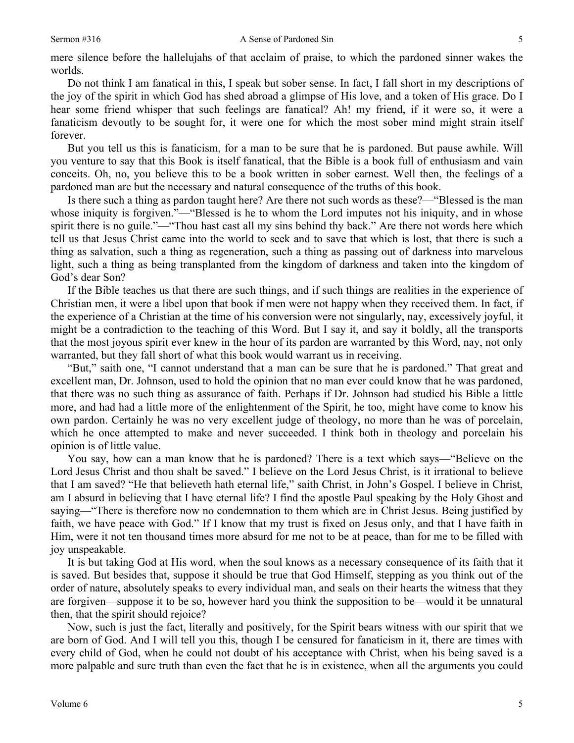mere silence before the hallelujahs of that acclaim of praise, to which the pardoned sinner wakes the worlds.

Do not think I am fanatical in this, I speak but sober sense. In fact, I fall short in my descriptions of the joy of the spirit in which God has shed abroad a glimpse of His love, and a token of His grace. Do I hear some friend whisper that such feelings are fanatical? Ah! my friend, if it were so, it were a fanaticism devoutly to be sought for, it were one for which the most sober mind might strain itself forever.

But you tell us this is fanaticism, for a man to be sure that he is pardoned. But pause awhile. Will you venture to say that this Book is itself fanatical, that the Bible is a book full of enthusiasm and vain conceits. Oh, no, you believe this to be a book written in sober earnest. Well then, the feelings of a pardoned man are but the necessary and natural consequence of the truths of this book.

Is there such a thing as pardon taught here? Are there not such words as these?—"Blessed is the man whose iniquity is forgiven."—"Blessed is he to whom the Lord imputes not his iniquity, and in whose spirit there is no guile."—"Thou hast cast all my sins behind thy back." Are there not words here which tell us that Jesus Christ came into the world to seek and to save that which is lost, that there is such a thing as salvation, such a thing as regeneration, such a thing as passing out of darkness into marvelous light, such a thing as being transplanted from the kingdom of darkness and taken into the kingdom of God's dear Son?

If the Bible teaches us that there are such things, and if such things are realities in the experience of Christian men, it were a libel upon that book if men were not happy when they received them. In fact, if the experience of a Christian at the time of his conversion were not singularly, nay, excessively joyful, it might be a contradiction to the teaching of this Word. But I say it, and say it boldly, all the transports that the most joyous spirit ever knew in the hour of its pardon are warranted by this Word, nay, not only warranted, but they fall short of what this book would warrant us in receiving.

"But," saith one, "I cannot understand that a man can be sure that he is pardoned." That great and excellent man, Dr. Johnson, used to hold the opinion that no man ever could know that he was pardoned, that there was no such thing as assurance of faith. Perhaps if Dr. Johnson had studied his Bible a little more, and had had a little more of the enlightenment of the Spirit, he too, might have come to know his own pardon. Certainly he was no very excellent judge of theology, no more than he was of porcelain, which he once attempted to make and never succeeded. I think both in theology and porcelain his opinion is of little value.

You say, how can a man know that he is pardoned? There is a text which says—"Believe on the Lord Jesus Christ and thou shalt be saved." I believe on the Lord Jesus Christ, is it irrational to believe that I am saved? "He that believeth hath eternal life," saith Christ, in John's Gospel. I believe in Christ, am I absurd in believing that I have eternal life? I find the apostle Paul speaking by the Holy Ghost and saying—"There is therefore now no condemnation to them which are in Christ Jesus. Being justified by faith, we have peace with God." If I know that my trust is fixed on Jesus only, and that I have faith in Him, were it not ten thousand times more absurd for me not to be at peace, than for me to be filled with joy unspeakable.

It is but taking God at His word, when the soul knows as a necessary consequence of its faith that it is saved. But besides that, suppose it should be true that God Himself, stepping as you think out of the order of nature, absolutely speaks to every individual man, and seals on their hearts the witness that they are forgiven—suppose it to be so, however hard you think the supposition to be—would it be unnatural then, that the spirit should rejoice?

Now, such is just the fact, literally and positively, for the Spirit bears witness with our spirit that we are born of God. And I will tell you this, though I be censured for fanaticism in it, there are times with every child of God, when he could not doubt of his acceptance with Christ, when his being saved is a more palpable and sure truth than even the fact that he is in existence, when all the arguments you could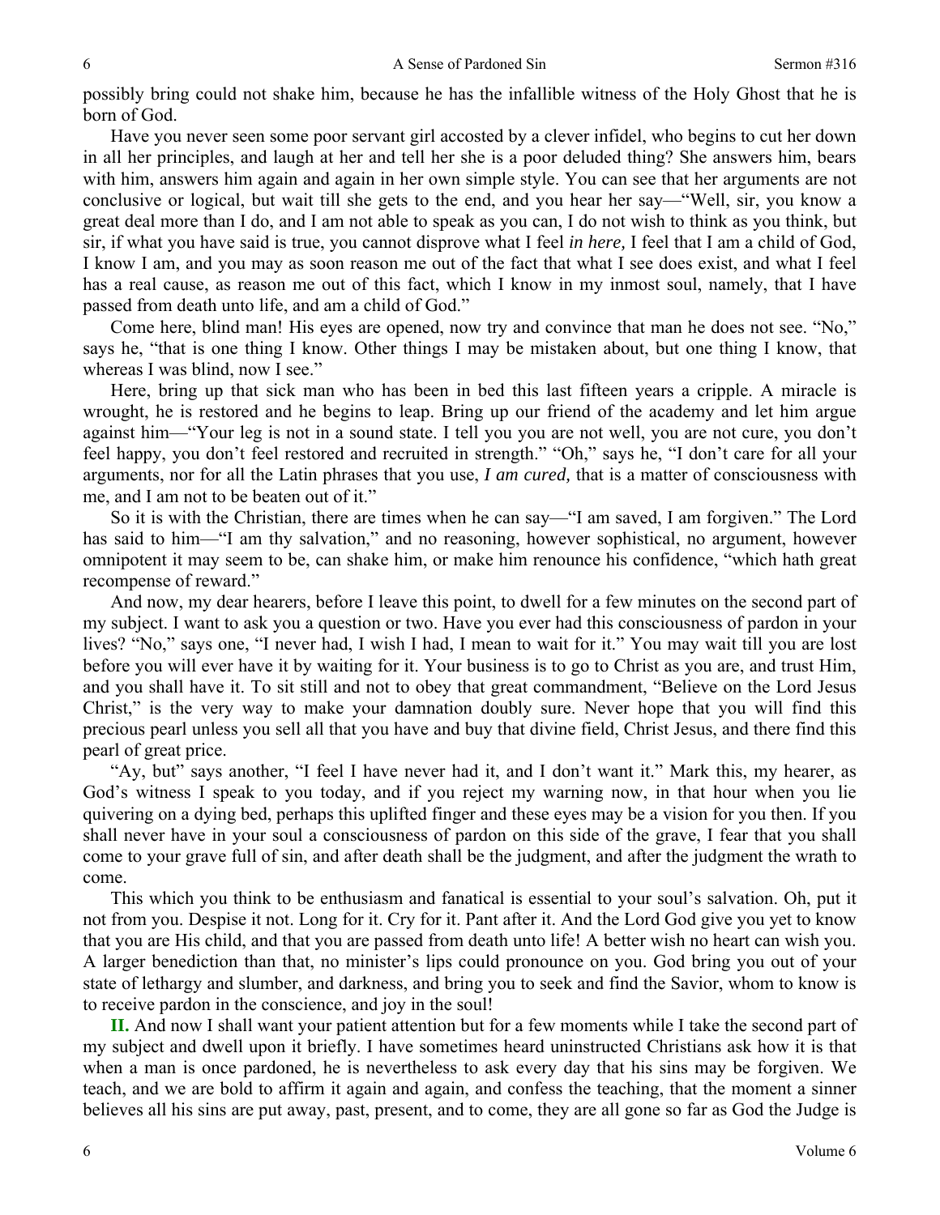possibly bring could not shake him, because he has the infallible witness of the Holy Ghost that he is born of God.

Have you never seen some poor servant girl accosted by a clever infidel, who begins to cut her down in all her principles, and laugh at her and tell her she is a poor deluded thing? She answers him, bears with him, answers him again and again in her own simple style. You can see that her arguments are not conclusive or logical, but wait till she gets to the end, and you hear her say—"Well, sir, you know a great deal more than I do, and I am not able to speak as you can, I do not wish to think as you think, but sir, if what you have said is true, you cannot disprove what I feel *in here,* I feel that I am a child of God, I know I am, and you may as soon reason me out of the fact that what I see does exist, and what I feel has a real cause, as reason me out of this fact, which I know in my inmost soul, namely, that I have passed from death unto life, and am a child of God."

Come here, blind man! His eyes are opened, now try and convince that man he does not see. "No," says he, "that is one thing I know. Other things I may be mistaken about, but one thing I know, that whereas I was blind, now I see."

Here, bring up that sick man who has been in bed this last fifteen years a cripple. A miracle is wrought, he is restored and he begins to leap. Bring up our friend of the academy and let him argue against him—"Your leg is not in a sound state. I tell you you are not well, you are not cure, you don't feel happy, you don't feel restored and recruited in strength." "Oh," says he, "I don't care for all your arguments, nor for all the Latin phrases that you use, *I am cured,* that is a matter of consciousness with me, and I am not to be beaten out of it."

So it is with the Christian, there are times when he can say—"I am saved, I am forgiven." The Lord has said to him—"I am thy salvation," and no reasoning, however sophistical, no argument, however omnipotent it may seem to be, can shake him, or make him renounce his confidence, "which hath great recompense of reward."

And now, my dear hearers, before I leave this point, to dwell for a few minutes on the second part of my subject. I want to ask you a question or two. Have you ever had this consciousness of pardon in your lives? "No," says one, "I never had, I wish I had, I mean to wait for it." You may wait till you are lost before you will ever have it by waiting for it. Your business is to go to Christ as you are, and trust Him, and you shall have it. To sit still and not to obey that great commandment, "Believe on the Lord Jesus Christ," is the very way to make your damnation doubly sure. Never hope that you will find this precious pearl unless you sell all that you have and buy that divine field, Christ Jesus, and there find this pearl of great price.

"Ay, but" says another, "I feel I have never had it, and I don't want it." Mark this, my hearer, as God's witness I speak to you today, and if you reject my warning now, in that hour when you lie quivering on a dying bed, perhaps this uplifted finger and these eyes may be a vision for you then. If you shall never have in your soul a consciousness of pardon on this side of the grave, I fear that you shall come to your grave full of sin, and after death shall be the judgment, and after the judgment the wrath to come.

This which you think to be enthusiasm and fanatical is essential to your soul's salvation. Oh, put it not from you. Despise it not. Long for it. Cry for it. Pant after it. And the Lord God give you yet to know that you are His child, and that you are passed from death unto life! A better wish no heart can wish you. A larger benediction than that, no minister's lips could pronounce on you. God bring you out of your state of lethargy and slumber, and darkness, and bring you to seek and find the Savior, whom to know is to receive pardon in the conscience, and joy in the soul!

**II.** And now I shall want your patient attention but for a few moments while I take the second part of my subject and dwell upon it briefly. I have sometimes heard uninstructed Christians ask how it is that when a man is once pardoned, he is nevertheless to ask every day that his sins may be forgiven. We teach, and we are bold to affirm it again and again, and confess the teaching, that the moment a sinner believes all his sins are put away, past, present, and to come, they are all gone so far as God the Judge is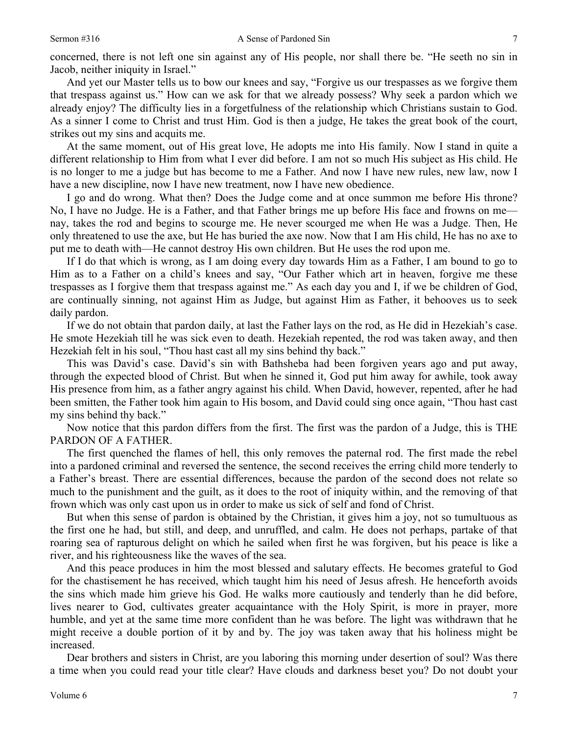concerned, there is not left one sin against any of His people, nor shall there be. "He seeth no sin in Jacob, neither iniquity in Israel."

And yet our Master tells us to bow our knees and say, "Forgive us our trespasses as we forgive them that trespass against us." How can we ask for that we already possess? Why seek a pardon which we already enjoy? The difficulty lies in a forgetfulness of the relationship which Christians sustain to God. As a sinner I come to Christ and trust Him. God is then a judge, He takes the great book of the court, strikes out my sins and acquits me.

At the same moment, out of His great love, He adopts me into His family. Now I stand in quite a different relationship to Him from what I ever did before. I am not so much His subject as His child. He is no longer to me a judge but has become to me a Father. And now I have new rules, new law, now I have a new discipline, now I have new treatment, now I have new obedience.

I go and do wrong. What then? Does the Judge come and at once summon me before His throne? No, I have no Judge. He is a Father, and that Father brings me up before His face and frowns on me—nay, takes the rod and begins to scourge me. He never scourged me when He was a Judge. Then, He only threatened to use the axe, but He has buried the axe now. Now that I am His child, He has no axe to put me to death with—He cannot destroy His own children. But He uses the rod upon me.

If I do that which is wrong, as I am doing every day towards Him as a Father, I am bound to go to Him as to a Father on a child's knees and say, "Our Father which art in heaven, forgive me these trespasses as I forgive them that trespass against me." As each day you and I, if we be children of God, are continually sinning, not against Him as Judge, but against Him as Father, it behooves us to seek daily pardon.

If we do not obtain that pardon daily, at last the Father lays on the rod, as He did in Hezekiah's case. He smote Hezekiah till he was sick even to death. Hezekiah repented, the rod was taken away, and then Hezekiah felt in his soul, "Thou hast cast all my sins behind thy back."

This was David's case. David's sin with Bathsheba had been forgiven years ago and put away, through the expected blood of Christ. But when he sinned it, God put him away for awhile, took away His presence from him, as a father angry against his child. When David, however, repented, after he had been smitten, the Father took him again to His bosom, and David could sing once again, "Thou hast cast my sins behind thy back."

Now notice that this pardon differs from the first. The first was the pardon of a Judge, this is THE PARDON OF A FATHER.

The first quenched the flames of hell, this only removes the paternal rod. The first made the rebel into a pardoned criminal and reversed the sentence, the second receives the erring child more tenderly to a Father's breast. There are essential differences, because the pardon of the second does not relate so much to the punishment and the guilt, as it does to the root of iniquity within, and the removing of that frown which was only cast upon us in order to make us sick of self and fond of Christ.

But when this sense of pardon is obtained by the Christian, it gives him a joy, not so tumultuous as the first one he had, but still, and deep, and unruffled, and calm. He does not perhaps, partake of that roaring sea of rapturous delight on which he sailed when first he was forgiven, but his peace is like a river, and his righteousness like the waves of the sea.

And this peace produces in him the most blessed and salutary effects. He becomes grateful to God for the chastisement he has received, which taught him his need of Jesus afresh. He henceforth avoids the sins which made him grieve his God. He walks more cautiously and tenderly than he did before, lives nearer to God, cultivates greater acquaintance with the Holy Spirit, is more in prayer, more humble, and yet at the same time more confident than he was before. The light was withdrawn that he might receive a double portion of it by and by. The joy was taken away that his holiness might be increased.

Dear brothers and sisters in Christ, are you laboring this morning under desertion of soul? Was there a time when you could read your title clear? Have clouds and darkness beset you? Do not doubt your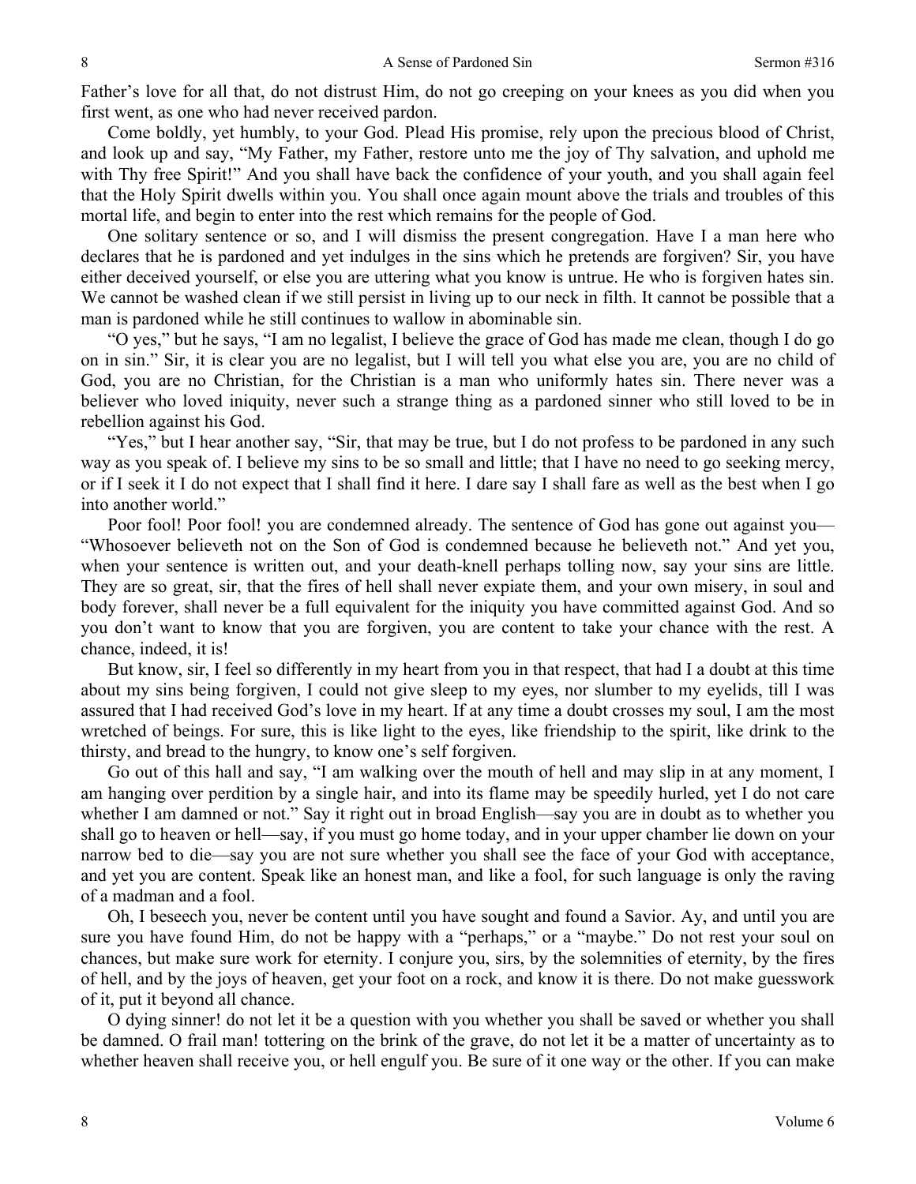Father's love for all that, do not distrust Him, do not go creeping on your knees as you did when you first went, as one who had never received pardon.

Come boldly, yet humbly, to your God. Plead His promise, rely upon the precious blood of Christ, and look up and say, "My Father, my Father, restore unto me the joy of Thy salvation, and uphold me with Thy free Spirit!" And you shall have back the confidence of your youth, and you shall again feel that the Holy Spirit dwells within you. You shall once again mount above the trials and troubles of this mortal life, and begin to enter into the rest which remains for the people of God.

One solitary sentence or so, and I will dismiss the present congregation. Have I a man here who declares that he is pardoned and yet indulges in the sins which he pretends are forgiven? Sir, you have either deceived yourself, or else you are uttering what you know is untrue. He who is forgiven hates sin. We cannot be washed clean if we still persist in living up to our neck in filth. It cannot be possible that a man is pardoned while he still continues to wallow in abominable sin.

"O yes," but he says, "I am no legalist, I believe the grace of God has made me clean, though I do go on in sin." Sir, it is clear you are no legalist, but I will tell you what else you are, you are no child of God, you are no Christian, for the Christian is a man who uniformly hates sin. There never was a believer who loved iniquity, never such a strange thing as a pardoned sinner who still loved to be in rebellion against his God.

"Yes," but I hear another say, "Sir, that may be true, but I do not profess to be pardoned in any such way as you speak of. I believe my sins to be so small and little; that I have no need to go seeking mercy, or if I seek it I do not expect that I shall find it here. I dare say I shall fare as well as the best when I go into another world."

Poor fool! Poor fool! you are condemned already. The sentence of God has gone out against you—"Whosoever believeth not on the Son of God is condemned because he believeth not." And yet you, when your sentence is written out, and your death-knell perhaps tolling now, say your sins are little. They are so great, sir, that the fires of hell shall never expiate them, and your own misery, in soul and body forever, shall never be a full equivalent for the iniquity you have committed against God. And so you don't want to know that you are forgiven, you are content to take your chance with the rest. A chance, indeed, it is!

But know, sir, I feel so differently in my heart from you in that respect, that had I a doubt at this time about my sins being forgiven, I could not give sleep to my eyes, nor slumber to my eyelids, till I was assured that I had received God's love in my heart. If at any time a doubt crosses my soul, I am the most wretched of beings. For sure, this is like light to the eyes, like friendship to the spirit, like drink to the thirsty, and bread to the hungry, to know one's self forgiven.

Go out of this hall and say, "I am walking over the mouth of hell and may slip in at any moment, I am hanging over perdition by a single hair, and into its flame may be speedily hurled, yet I do not care whether I am damned or not." Say it right out in broad English—say you are in doubt as to whether you shall go to heaven or hell—say, if you must go home today, and in your upper chamber lie down on your narrow bed to die—say you are not sure whether you shall see the face of your God with acceptance, and yet you are content. Speak like an honest man, and like a fool, for such language is only the raving of a madman and a fool.

Oh, I beseech you, never be content until you have sought and found a Savior. Ay, and until you are sure you have found Him, do not be happy with a "perhaps," or a "maybe." Do not rest your soul on chances, but make sure work for eternity. I conjure you, sirs, by the solemnities of eternity, by the fires of hell, and by the joys of heaven, get your foot on a rock, and know it is there. Do not make guesswork of it, put it beyond all chance.

O dying sinner! do not let it be a question with you whether you shall be saved or whether you shall be damned. O frail man! tottering on the brink of the grave, do not let it be a matter of uncertainty as to whether heaven shall receive you, or hell engulf you. Be sure of it one way or the other. If you can make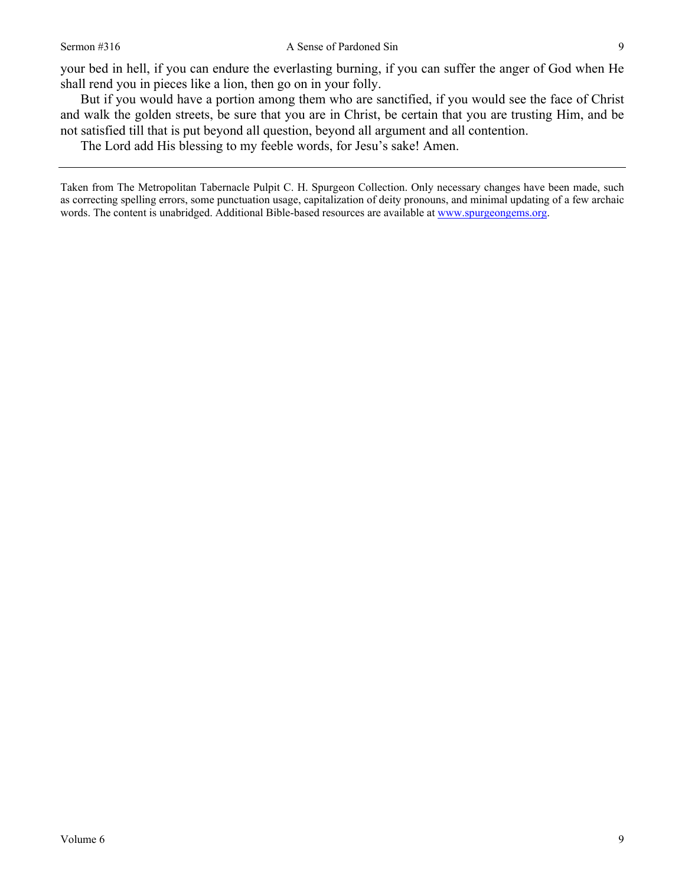your bed in hell, if you can endure the everlasting burning, if you can suffer the anger of God when He shall rend you in pieces like a lion, then go on in your folly.

But if you would have a portion among them who are sanctified, if you would see the face of Christ and walk the golden streets, be sure that you are in Christ, be certain that you are trusting Him, and be not satisfied till that is put beyond all question, beyond all argument and all contention.

The Lord add His blessing to my feeble words, for Jesu's sake! Amen.

---

Taken from The Metropolitan Tabernacle Pulpit C. H. Spurgeon Collection. Only necessary changes have been made, such as correcting spelling errors, some punctuation usage, capitalization of deity pronouns, and minimal updating of a few archaic words. The content is unabridged. Additional Bible-based resources are available at www.spurgeongems.org.